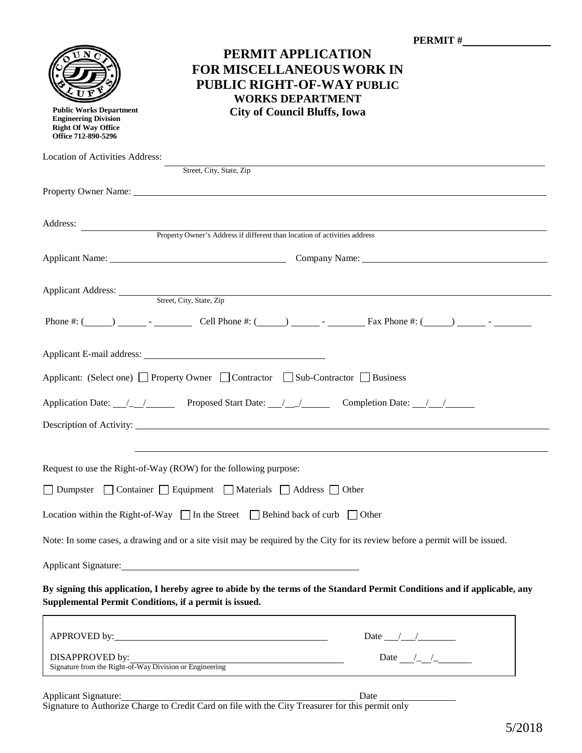**PERMIT #**\_\_\_\_\_\_\_\_\_\_\_\_\_\_\_

**Public Works Department**
**Engineering Division**
**Right Of Way Office**
**Office 712-890-5296**

# PERMIT APPLICATION FOR MISCELLANEOUS WORK IN PUBLIC RIGHT-OF-WAY PUBLIC WORKS DEPARTMENT

## City of Council Bluffs, Iowa

Location of Activities Address: \_\_\_\_\_\_\_\_\_\_\_\_\_\_\_\_\_\_\_\_\_\_\_\_\_\_\_\_\_\_\_\_\_\_\_\_\_\_\_\_
Street, City, State, Zip

Property Owner Name: \_\_\_\_\_\_\_\_\_\_\_\_\_\_\_\_\_\_\_\_\_\_\_\_\_\_\_\_\_\_\_\_\_\_\_\_\_\_\_\_

Address: \_\_\_\_\_\_\_\_\_\_\_\_\_\_\_\_\_\_\_\_\_\_\_\_\_\_\_\_\_\_\_\_\_\_\_\_\_\_\_\_
Property Owner's Address if different than location of activities address

Applicant Name: \_\_\_\_\_\_\_\_\_\_\_\_\_\_\_\_\_\_\_\_ Company Name: \_\_\_\_\_\_\_\_\_\_\_\_\_\_\_\_\_\_\_\_

Applicant Address: \_\_\_\_\_\_\_\_\_\_\_\_\_\_\_\_\_\_\_\_\_\_\_\_\_\_\_\_\_\_\_\_\_\_\_\_\_\_\_\_
Street, City, State, Zip

Phone #: (\_\_\_\_) \_\_\_\_ - \_\_\_\_\_ Cell Phone #: (\_\_\_\_) \_\_\_\_ - \_\_\_\_\_ Fax Phone #: (\_\_\_\_) \_\_\_\_ - \_\_\_\_\_

Applicant E-mail address: \_\_\_\_\_\_\_\_\_\_\_\_\_\_\_\_\_\_\_\_

Applicant: (Select one) ☐ Property Owner ☐ Contractor ☐ Sub-Contractor ☐ Business

Application Date: \_\_\_/\_\_/\_\_\_\_\_ Proposed Start Date: \_\_\_/\_\_/\_\_\_\_\_ Completion Date: \_\_\_/\_\_\_/\_\_\_\_\_

Description of Activity: \_\_\_\_\_\_\_\_\_\_\_\_\_\_\_\_\_\_\_\_\_\_\_\_\_\_\_\_\_\_\_\_\_\_\_\_\_\_\_\_

\_\_\_\_\_\_\_\_\_\_\_\_\_\_\_\_\_\_\_\_\_\_\_\_\_\_\_\_\_\_\_\_\_\_\_\_\_\_\_\_

Request to use the Right-of-Way (ROW) for the following purpose:

☐ Dumpster ☐ Container ☐ Equipment ☐ Materials ☐ Address ☐ Other

Location within the Right-of-Way ☐ In the Street ☐ Behind back of curb ☐ Other

Note: In some cases, a drawing and or a site visit may be required by the City for its review before a permit will be issued.

Applicant Signature: \_\_\_\_\_\_\_\_\_\_\_\_\_\_\_\_\_\_\_\_\_\_\_\_\_\_\_\_\_\_

**By signing this application, I hereby agree to abide by the terms of the Standard Permit Conditions and if applicable, any Supplemental Permit Conditions, if a permit is issued.**

APPROVED by: \_\_\_\_\_\_\_\_\_\_\_\_\_\_\_\_\_\_\_\_\_\_\_\_\_\_\_\_\_\_ Date \_\_\_/\_\_\_/\_\_\_\_\_\_\_

DISAPPROVED by: \_\_\_\_\_\_\_\_\_\_\_\_\_\_\_\_\_\_\_\_\_\_\_\_\_\_\_\_\_\_ Date \_\_\_/\_\_/\_\_\_\_\_\_\_
Signature from the Right-of-Way Division or Engineering

Applicant Signature: \_\_\_\_\_\_\_\_\_\_\_\_\_\_\_\_\_\_\_\_\_\_\_\_\_\_\_\_\_\_ Date \_\_\_\_\_\_\_\_\_\_\_\_
Signature to Authorize Charge to Credit Card on file with the City Treasurer for this permit only

5/2018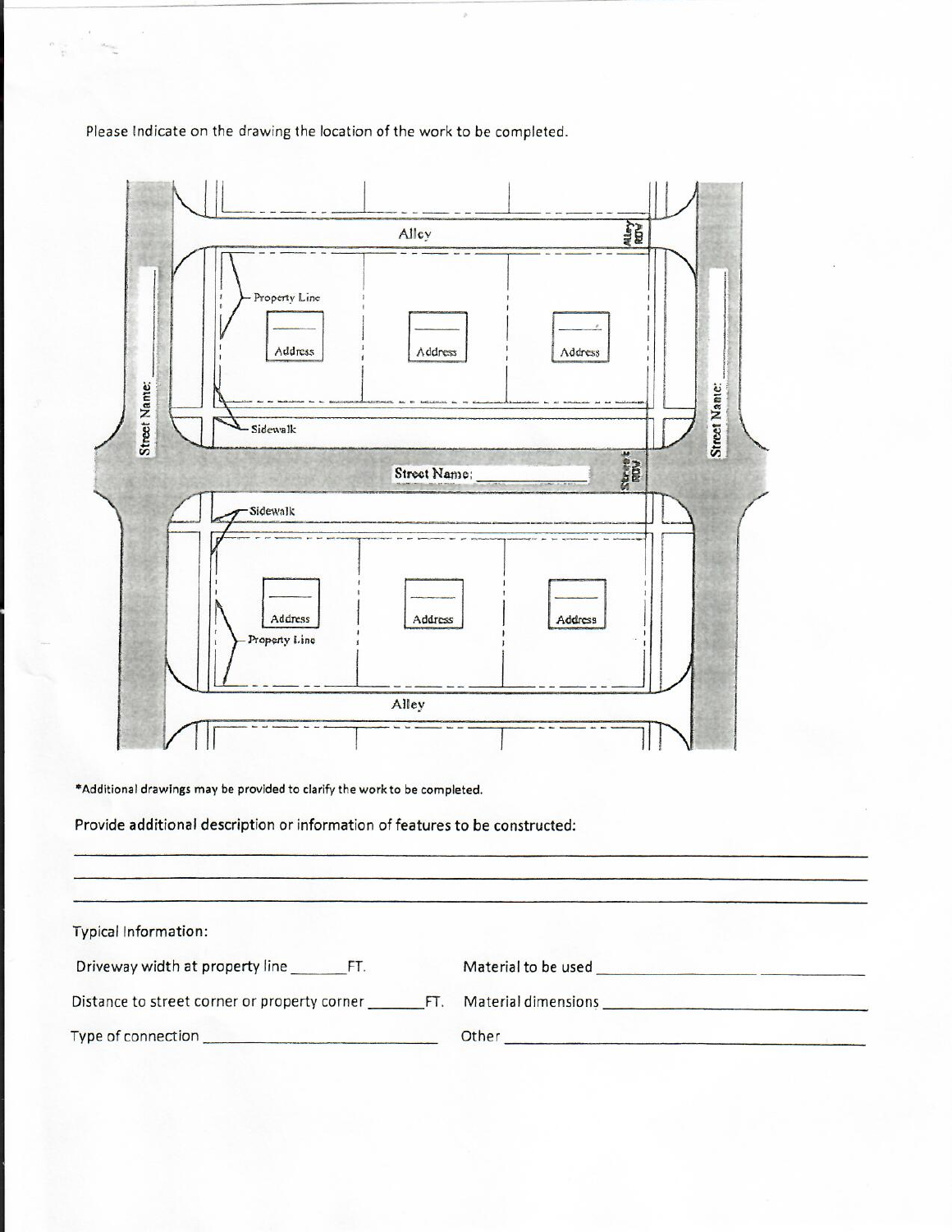Please Indicate on the drawing the location of the work to be completed.

Alley

Alley ROW

Property Line

Address

Address

Address

Street Name:

Sidewalk

Street Name: ____________

Street ROW

Street Name:

Sidewalk

Address

Address

Address

Property Line

Alley

*Additional drawings may be provided to clarify the work to be completed.

Provide additional description or information of features to be constructed:

______________________________________________________________________

______________________________________________________________________

______________________________________________________________________

Typical Information:

Driveway width at property line _______FT.

Material to be used ______________________________

Distance to street corner or property corner _______FT.

Material dimensions ______________________________

Type of connection ______________________________

Other ______________________________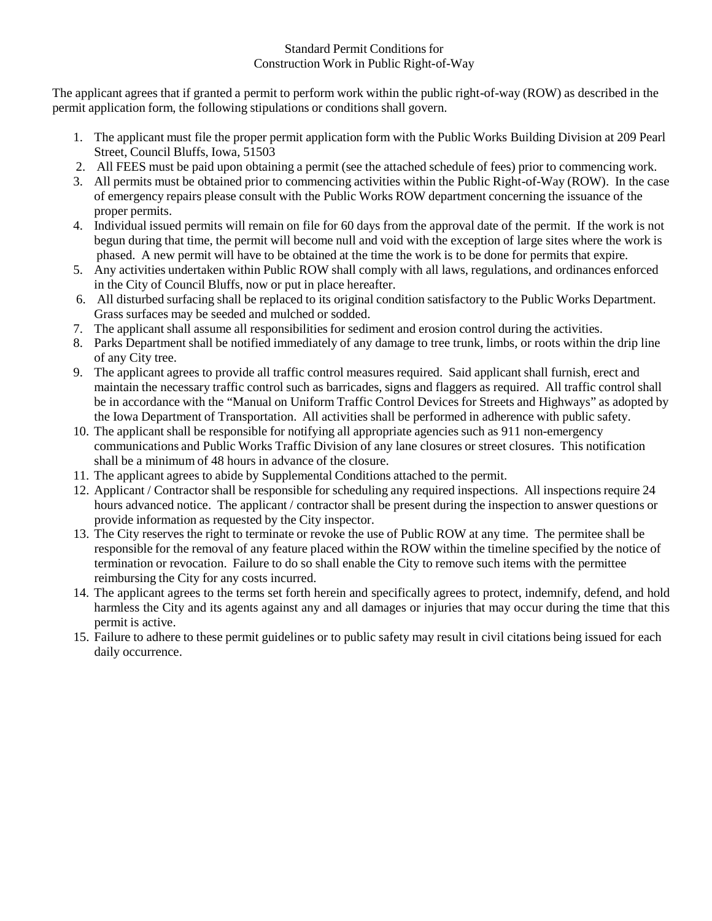# Standard Permit Conditions for
# Construction Work in Public Right-of-Way

The applicant agrees that if granted a permit to perform work within the public right-of-way (ROW) as described in the permit application form, the following stipulations or conditions shall govern.

1. The applicant must file the proper permit application form with the Public Works Building Division at 209 Pearl Street, Council Bluffs, Iowa, 51503
2. All FEES must be paid upon obtaining a permit (see the attached schedule of fees) prior to commencing work.
3. All permits must be obtained prior to commencing activities within the Public Right-of-Way (ROW). In the case of emergency repairs please consult with the Public Works ROW department concerning the issuance of the proper permits.
4. Individual issued permits will remain on file for 60 days from the approval date of the permit. If the work is not begun during that time, the permit will become null and void with the exception of large sites where the work is phased. A new permit will have to be obtained at the time the work is to be done for permits that expire.
5. Any activities undertaken within Public ROW shall comply with all laws, regulations, and ordinances enforced in the City of Council Bluffs, now or put in place hereafter.
6. All disturbed surfacing shall be replaced to its original condition satisfactory to the Public Works Department. Grass surfaces may be seeded and mulched or sodded.
7. The applicant shall assume all responsibilities for sediment and erosion control during the activities.
8. Parks Department shall be notified immediately of any damage to tree trunk, limbs, or roots within the drip line of any City tree.
9. The applicant agrees to provide all traffic control measures required. Said applicant shall furnish, erect and maintain the necessary traffic control such as barricades, signs and flaggers as required. All traffic control shall be in accordance with the "Manual on Uniform Traffic Control Devices for Streets and Highways" as adopted by the Iowa Department of Transportation. All activities shall be performed in adherence with public safety.
10. The applicant shall be responsible for notifying all appropriate agencies such as 911 non-emergency communications and Public Works Traffic Division of any lane closures or street closures. This notification shall be a minimum of 48 hours in advance of the closure.
11. The applicant agrees to abide by Supplemental Conditions attached to the permit.
12. Applicant / Contractor shall be responsible for scheduling any required inspections. All inspections require 24 hours advanced notice. The applicant / contractor shall be present during the inspection to answer questions or provide information as requested by the City inspector.
13. The City reserves the right to terminate or revoke the use of Public ROW at any time. The permitee shall be responsible for the removal of any feature placed within the ROW within the timeline specified by the notice of termination or revocation. Failure to do so shall enable the City to remove such items with the permittee reimbursing the City for any costs incurred.
14. The applicant agrees to the terms set forth herein and specifically agrees to protect, indemnify, defend, and hold harmless the City and its agents against any and all damages or injuries that may occur during the time that this permit is active.
15. Failure to adhere to these permit guidelines or to public safety may result in civil citations being issued for each daily occurrence.